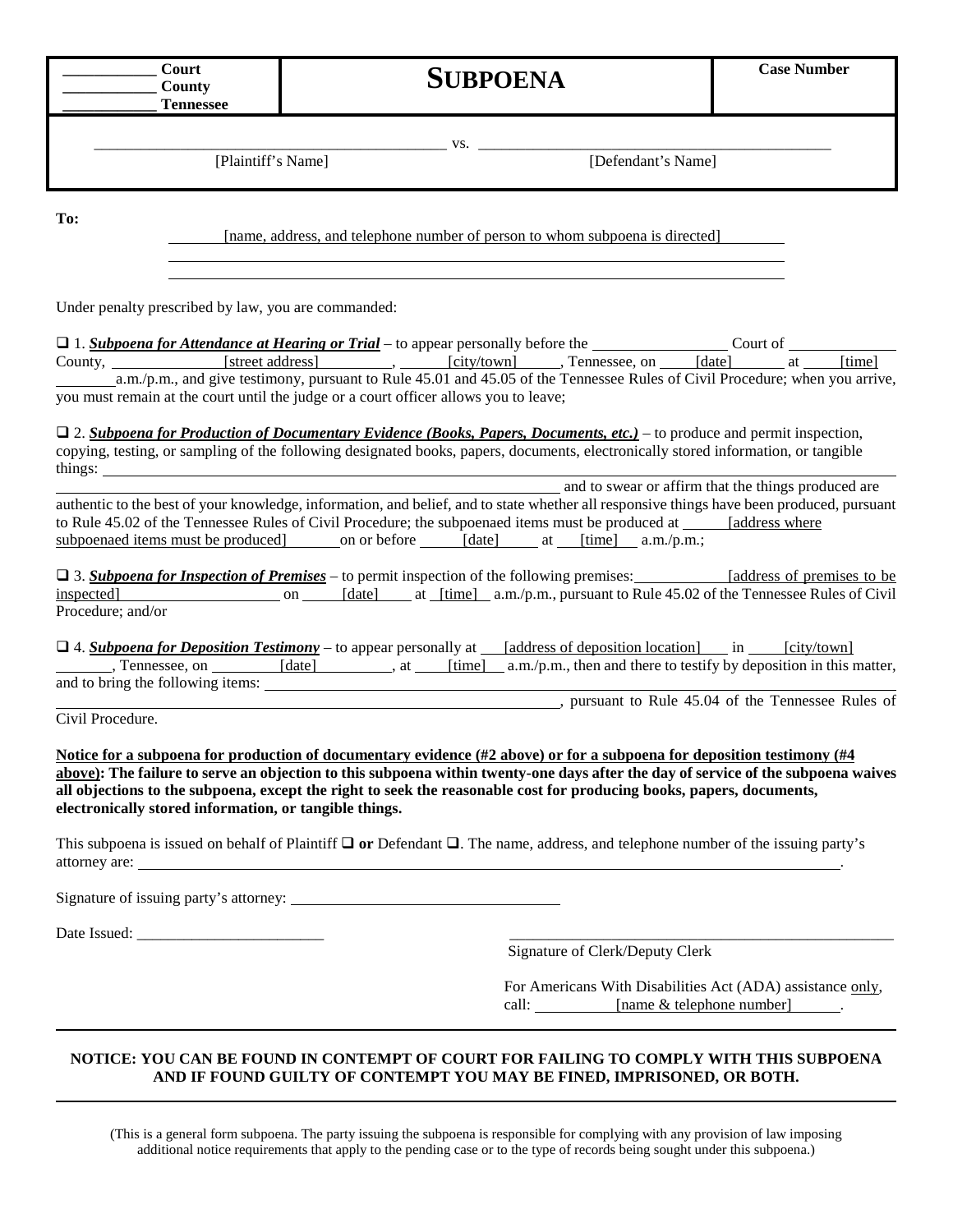| ___________ Court<br>___________ County<br>___________ Tennessee | **SUBPOENA** | **Case Number** |
|---|---|---|

_____________________________________ vs. _____________________________________

[Plaintiff's Name] [Defendant's Name]

**To:**

[name, address, and telephone number of person to whom subpoena is directed]

Under penalty prescribed by law, you are commanded:

❑ 1. ***Subpoena for Attendance at Hearing or Trial*** – to appear personally before the ________________ Court of ____________ County, [street address], [city/town], Tennessee, on [date] at [time] a.m./p.m., and give testimony, pursuant to Rule 45.01 and 45.05 of the Tennessee Rules of Civil Procedure; when you arrive, you must remain at the court until the judge or a court officer allows you to leave;

❑ 2. ***Subpoena for Production of Documentary Evidence (Books, Papers, Documents, etc.)*** – to produce and permit inspection, copying, testing, or sampling of the following designated books, papers, documents, electronically stored information, or tangible things: ________________________________________________ and to swear or affirm that the things produced are authentic to the best of your knowledge, information, and belief, and to state whether all responsive things have been produced, pursuant to Rule 45.02 of the Tennessee Rules of Civil Procedure; the subpoenaed items must be produced at [address where subpoenaed items must be produced] on or before [date] at [time] a.m./p.m.;

❑ 3. ***Subpoena for Inspection of Premises*** – to permit inspection of the following premises: [address of premises to be inspected] on [date] at [time] a.m./p.m., pursuant to Rule 45.02 of the Tennessee Rules of Civil Procedure; and/or

❑ 4. ***Subpoena for Deposition Testimony*** – to appear personally at [address of deposition location] in [city/town], Tennessee, on [date], at [time] a.m./p.m., then and there to testify by deposition in this matter, and to bring the following items: ________________________________________________, pursuant to Rule 45.04 of the Tennessee Rules of Civil Procedure.

**Notice for a subpoena for production of documentary evidence (#2 above) or for a subpoena for deposition testimony (#4 above): The failure to serve an objection to this subpoena within twenty-one days after the day of service of the subpoena waives all objections to the subpoena, except the right to seek the reasonable cost for producing books, papers, documents, electronically stored information, or tangible things.**

This subpoena is issued on behalf of Plaintiff ❑ **or** Defendant ❑. The name, address, and telephone number of the issuing party's attorney are: ________________________________________________.

Signature of issuing party's attorney: ______________________________

Date Issued: ________________________

______________________________
Signature of Clerk/Deputy Clerk

For Americans With Disabilities Act (ADA) assistance only, call: [name & telephone number].

**NOTICE: YOU CAN BE FOUND IN CONTEMPT OF COURT FOR FAILING TO COMPLY WITH THIS SUBPOENA AND IF FOUND GUILTY OF CONTEMPT YOU MAY BE FINED, IMPRISONED, OR BOTH.**

(This is a general form subpoena. The party issuing the subpoena is responsible for complying with any provision of law imposing additional notice requirements that apply to the pending case or to the type of records being sought under this subpoena.)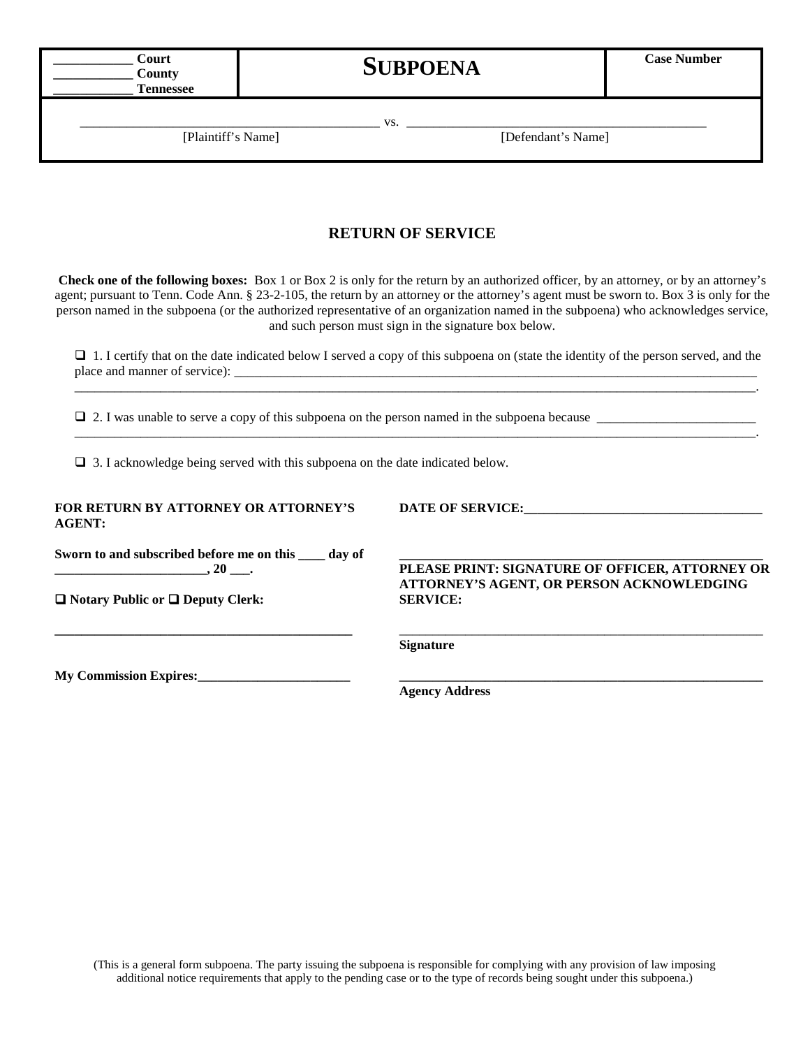| ___________ Court<br>___________ County<br>___________ Tennessee | **SUBPOENA** | **Case Number** |
|---|---|---|

_____________________________________________ vs. _____________________________________________

[Plaintiff's Name] [Defendant's Name]

## RETURN OF SERVICE

**Check one of the following boxes:** Box 1 or Box 2 is only for the return by an authorized officer, by an attorney, or by an attorney's agent; pursuant to Tenn. Code Ann. § 23-2-105, the return by an attorney or the attorney's agent must be sworn to. Box 3 is only for the person named in the subpoena (or the authorized representative of an organization named in the subpoena) who acknowledges service, and such person must sign in the signature box below.

❑ 1. I certify that on the date indicated below I served a copy of this subpoena on (state the identity of the person served, and the place and manner of service): ______________________________________________________________________________
______________________________________________________________________________________________.

❑ 2. I was unable to serve a copy of this subpoena on the person named in the subpoena because ________________________
______________________________________________________________________________________________.

❑ 3. I acknowledge being served with this subpoena on the date indicated below.

**FOR RETURN BY ATTORNEY OR ATTORNEY'S AGENT:**

**Sworn to and subscribed before me on this ____ day of _______________________, 20 ___.**

**❑ Notary Public or ❑ Deputy Clerk:**

_______________________________________________

**My Commission Expires:_______________________**

**DATE OF SERVICE:____________________________________**

_______________________________________________________

**PLEASE PRINT: SIGNATURE OF OFFICER, ATTORNEY OR ATTORNEY'S AGENT, OR PERSON ACKNOWLEDGING SERVICE:**

_______________________________________________________

**Signature**

_______________________________________________________

**Agency Address**

(This is a general form subpoena. The party issuing the subpoena is responsible for complying with any provision of law imposing additional notice requirements that apply to the pending case or to the type of records being sought under this subpoena.)